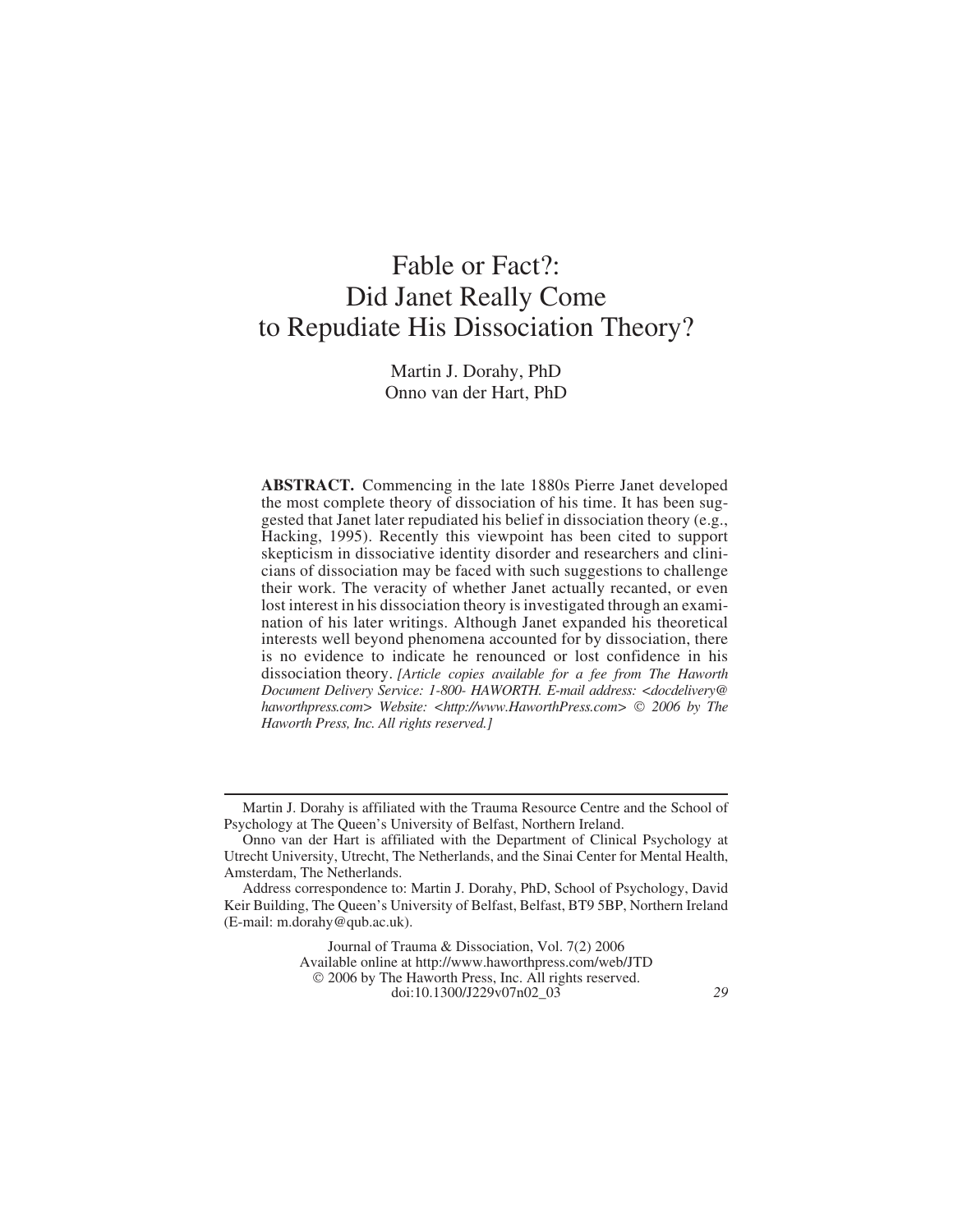# Fable or Fact?: Did Janet Really Come to Repudiate His Dissociation Theory?

Martin J. Dorahy, PhD
Onno van der Hart, PhD

**ABSTRACT.** Commencing in the late 1880s Pierre Janet developed the most complete theory of dissociation of his time. It has been suggested that Janet later repudiated his belief in dissociation theory (e.g., Hacking, 1995). Recently this viewpoint has been cited to support skepticism in dissociative identity disorder and researchers and clinicians of dissociation may be faced with such suggestions to challenge their work. The veracity of whether Janet actually recanted, or even lost interest in his dissociation theory is investigated through an examination of his later writings. Although Janet expanded his theoretical interests well beyond phenomena accounted for by dissociation, there is no evidence to indicate he renounced or lost confidence in his dissociation theory. *[Article copies available for a fee from The Haworth Document Delivery Service: 1-800- HAWORTH. E-mail address: <docdelivery@haworthpress.com> Website: <http://www.HaworthPress.com> © 2006 by The Haworth Press, Inc. All rights reserved.]*

---

Martin J. Dorahy is affiliated with the Trauma Resource Centre and the School of Psychology at The Queen's University of Belfast, Northern Ireland.

Onno van der Hart is affiliated with the Department of Clinical Psychology at Utrecht University, Utrecht, The Netherlands, and the Sinai Center for Mental Health, Amsterdam, The Netherlands.

Address correspondence to: Martin J. Dorahy, PhD, School of Psychology, David Keir Building, The Queen's University of Belfast, Belfast, BT9 5BP, Northern Ireland (E-mail: m.dorahy@qub.ac.uk).

Journal of Trauma & Dissociation, Vol. 7(2) 2006
Available online at http://www.haworthpress.com/web/JTD
© 2006 by The Haworth Press, Inc. All rights reserved.
doi:10.1300/J229v07n02_03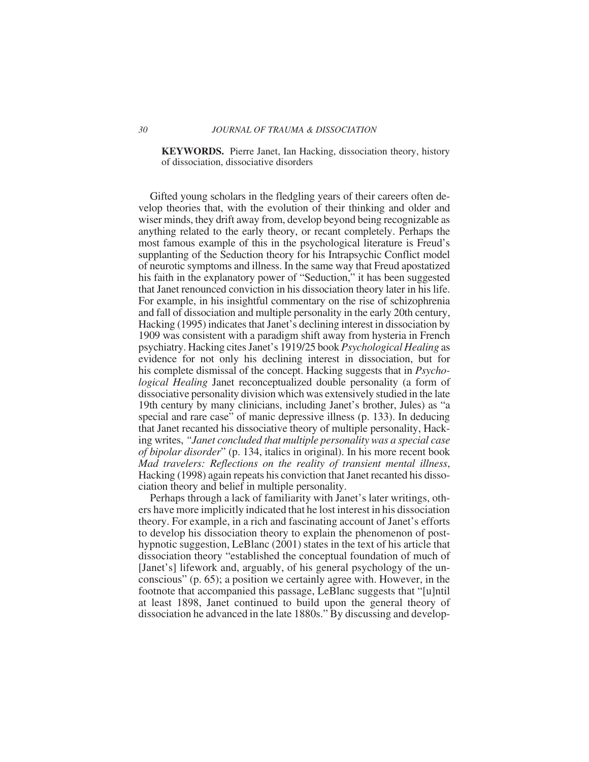**KEYWORDS.** Pierre Janet, Ian Hacking, dissociation theory, history of dissociation, dissociative disorders

Gifted young scholars in the fledgling years of their careers often develop theories that, with the evolution of their thinking and older and wiser minds, they drift away from, develop beyond being recognizable as anything related to the early theory, or recant completely. Perhaps the most famous example of this in the psychological literature is Freud's supplanting of the Seduction theory for his Intrapsychic Conflict model of neurotic symptoms and illness. In the same way that Freud apostatized his faith in the explanatory power of "Seduction," it has been suggested that Janet renounced conviction in his dissociation theory later in his life. For example, in his insightful commentary on the rise of schizophrenia and fall of dissociation and multiple personality in the early 20th century, Hacking (1995) indicates that Janet's declining interest in dissociation by 1909 was consistent with a paradigm shift away from hysteria in French psychiatry. Hacking cites Janet's 1919/25 book *Psychological Healing* as evidence for not only his declining interest in dissociation, but for his complete dismissal of the concept. Hacking suggests that in *Psychological Healing* Janet reconceptualized double personality (a form of dissociative personality division which was extensively studied in the late 19th century by many clinicians, including Janet's brother, Jules) as "a special and rare case" of manic depressive illness (p. 133). In deducing that Janet recanted his dissociative theory of multiple personality, Hacking writes, "*Janet concluded that multiple personality was a special case of bipolar disorder*" (p. 134, italics in original). In his more recent book *Mad travelers: Reflections on the reality of transient mental illness*, Hacking (1998) again repeats his conviction that Janet recanted his dissociation theory and belief in multiple personality.

Perhaps through a lack of familiarity with Janet's later writings, others have more implicitly indicated that he lost interest in his dissociation theory. For example, in a rich and fascinating account of Janet's efforts to develop his dissociation theory to explain the phenomenon of post-hypnotic suggestion, LeBlanc (2001) states in the text of his article that dissociation theory "established the conceptual foundation of much of [Janet's] lifework and, arguably, of his general psychology of the unconscious" (p. 65); a position we certainly agree with. However, in the footnote that accompanied this passage, LeBlanc suggests that "[u]ntil at least 1898, Janet continued to build upon the general theory of dissociation he advanced in the late 1880s." By discussing and develop-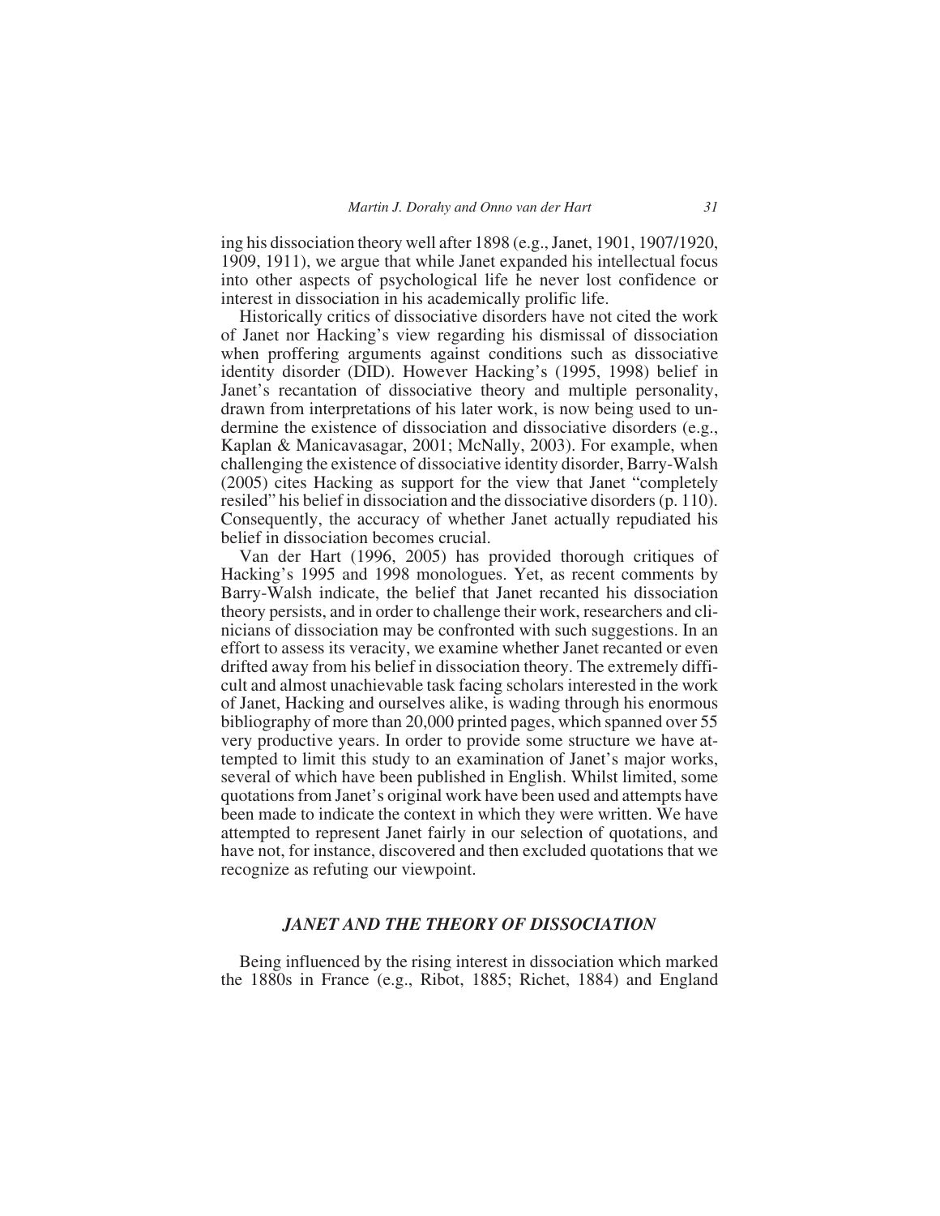ing his dissociation theory well after 1898 (e.g., Janet, 1901, 1907/1920, 1909, 1911), we argue that while Janet expanded his intellectual focus into other aspects of psychological life he never lost confidence or interest in dissociation in his academically prolific life.

Historically critics of dissociative disorders have not cited the work of Janet nor Hacking's view regarding his dismissal of dissociation when proffering arguments against conditions such as dissociative identity disorder (DID). However Hacking's (1995, 1998) belief in Janet's recantation of dissociative theory and multiple personality, drawn from interpretations of his later work, is now being used to undermine the existence of dissociation and dissociative disorders (e.g., Kaplan & Manicavasagar, 2001; McNally, 2003). For example, when challenging the existence of dissociative identity disorder, Barry-Walsh (2005) cites Hacking as support for the view that Janet "completely resiled" his belief in dissociation and the dissociative disorders (p. 110). Consequently, the accuracy of whether Janet actually repudiated his belief in dissociation becomes crucial.

Van der Hart (1996, 2005) has provided thorough critiques of Hacking's 1995 and 1998 monologues. Yet, as recent comments by Barry-Walsh indicate, the belief that Janet recanted his dissociation theory persists, and in order to challenge their work, researchers and clinicians of dissociation may be confronted with such suggestions. In an effort to assess its veracity, we examine whether Janet recanted or even drifted away from his belief in dissociation theory. The extremely difficult and almost unachievable task facing scholars interested in the work of Janet, Hacking and ourselves alike, is wading through his enormous bibliography of more than 20,000 printed pages, which spanned over 55 very productive years. In order to provide some structure we have attempted to limit this study to an examination of Janet's major works, several of which have been published in English. Whilst limited, some quotations from Janet's original work have been used and attempts have been made to indicate the context in which they were written. We have attempted to represent Janet fairly in our selection of quotations, and have not, for instance, discovered and then excluded quotations that we recognize as refuting our viewpoint.

## *JANET AND THE THEORY OF DISSOCIATION*

Being influenced by the rising interest in dissociation which marked the 1880s in France (e.g., Ribot, 1885; Richet, 1884) and England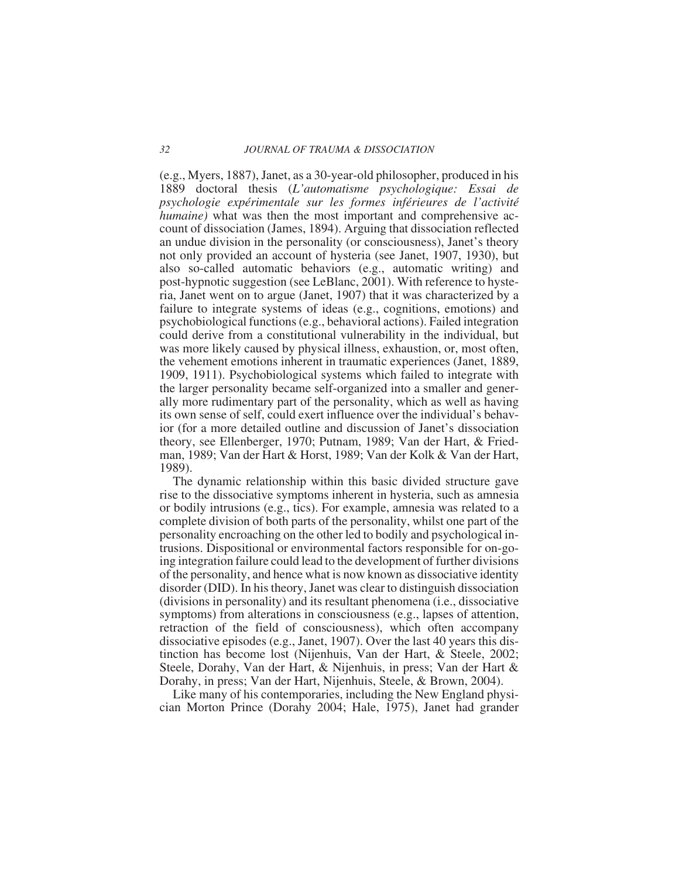(e.g., Myers, 1887), Janet, as a 30-year-old philosopher, produced in his 1889 doctoral thesis (*L'automatisme psychologique: Essai de psychologie expérimentale sur les formes inférieures de l'activité humaine)* what was then the most important and comprehensive account of dissociation (James, 1894). Arguing that dissociation reflected an undue division in the personality (or consciousness), Janet's theory not only provided an account of hysteria (see Janet, 1907, 1930), but also so-called automatic behaviors (e.g., automatic writing) and post-hypnotic suggestion (see LeBlanc, 2001). With reference to hysteria, Janet went on to argue (Janet, 1907) that it was characterized by a failure to integrate systems of ideas (e.g., cognitions, emotions) and psychobiological functions (e.g., behavioral actions). Failed integration could derive from a constitutional vulnerability in the individual, but was more likely caused by physical illness, exhaustion, or, most often, the vehement emotions inherent in traumatic experiences (Janet, 1889, 1909, 1911). Psychobiological systems which failed to integrate with the larger personality became self-organized into a smaller and generally more rudimentary part of the personality, which as well as having its own sense of self, could exert influence over the individual's behavior (for a more detailed outline and discussion of Janet's dissociation theory, see Ellenberger, 1970; Putnam, 1989; Van der Hart, & Friedman, 1989; Van der Hart & Horst, 1989; Van der Kolk & Van der Hart, 1989).

The dynamic relationship within this basic divided structure gave rise to the dissociative symptoms inherent in hysteria, such as amnesia or bodily intrusions (e.g., tics). For example, amnesia was related to a complete division of both parts of the personality, whilst one part of the personality encroaching on the other led to bodily and psychological intrusions. Dispositional or environmental factors responsible for on-going integration failure could lead to the development of further divisions of the personality, and hence what is now known as dissociative identity disorder (DID). In his theory, Janet was clear to distinguish dissociation (divisions in personality) and its resultant phenomena (i.e., dissociative symptoms) from alterations in consciousness (e.g., lapses of attention, retraction of the field of consciousness), which often accompany dissociative episodes (e.g., Janet, 1907). Over the last 40 years this distinction has become lost (Nijenhuis, Van der Hart, & Steele, 2002; Steele, Dorahy, Van der Hart, & Nijenhuis, in press; Van der Hart & Dorahy, in press; Van der Hart, Nijenhuis, Steele, & Brown, 2004).

Like many of his contemporaries, including the New England physician Morton Prince (Dorahy 2004; Hale, 1975), Janet had grander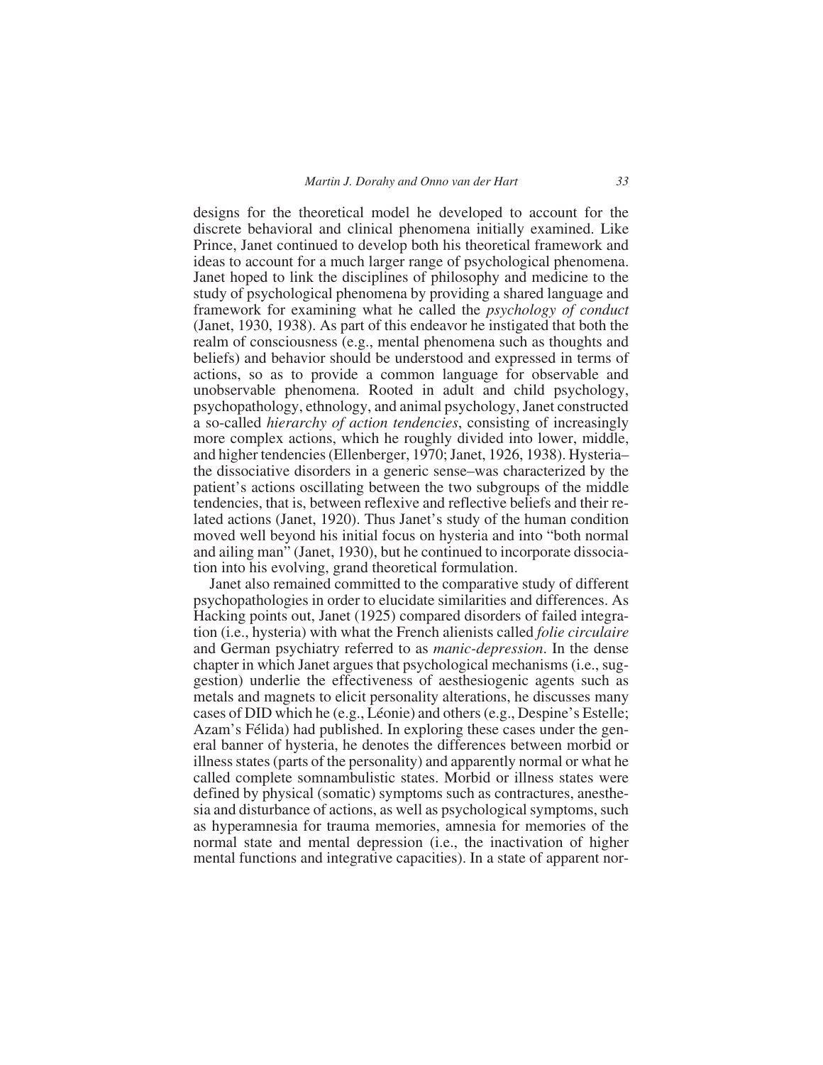designs for the theoretical model he developed to account for the discrete behavioral and clinical phenomena initially examined. Like Prince, Janet continued to develop both his theoretical framework and ideas to account for a much larger range of psychological phenomena. Janet hoped to link the disciplines of philosophy and medicine to the study of psychological phenomena by providing a shared language and framework for examining what he called the *psychology of conduct* (Janet, 1930, 1938). As part of this endeavor he instigated that both the realm of consciousness (e.g., mental phenomena such as thoughts and beliefs) and behavior should be understood and expressed in terms of actions, so as to provide a common language for observable and unobservable phenomena. Rooted in adult and child psychology, psychopathology, ethnology, and animal psychology, Janet constructed a so-called *hierarchy of action tendencies*, consisting of increasingly more complex actions, which he roughly divided into lower, middle, and higher tendencies (Ellenberger, 1970; Janet, 1926, 1938). Hysteria–the dissociative disorders in a generic sense–was characterized by the patient's actions oscillating between the two subgroups of the middle tendencies, that is, between reflexive and reflective beliefs and their related actions (Janet, 1920). Thus Janet's study of the human condition moved well beyond his initial focus on hysteria and into "both normal and ailing man" (Janet, 1930), but he continued to incorporate dissociation into his evolving, grand theoretical formulation.

Janet also remained committed to the comparative study of different psychopathologies in order to elucidate similarities and differences. As Hacking points out, Janet (1925) compared disorders of failed integration (i.e., hysteria) with what the French alienists called *folie circulaire* and German psychiatry referred to as *manic-depression*. In the dense chapter in which Janet argues that psychological mechanisms (i.e., suggestion) underlie the effectiveness of aesthesiogenic agents such as metals and magnets to elicit personality alterations, he discusses many cases of DID which he (e.g., Léonie) and others (e.g., Despine's Estelle; Azam's Félida) had published. In exploring these cases under the general banner of hysteria, he denotes the differences between morbid or illness states (parts of the personality) and apparently normal or what he called complete somnambulistic states. Morbid or illness states were defined by physical (somatic) symptoms such as contractures, anesthesia and disturbance of actions, as well as psychological symptoms, such as hyperamnesia for trauma memories, amnesia for memories of the normal state and mental depression (i.e., the inactivation of higher mental functions and integrative capacities). In a state of apparent nor-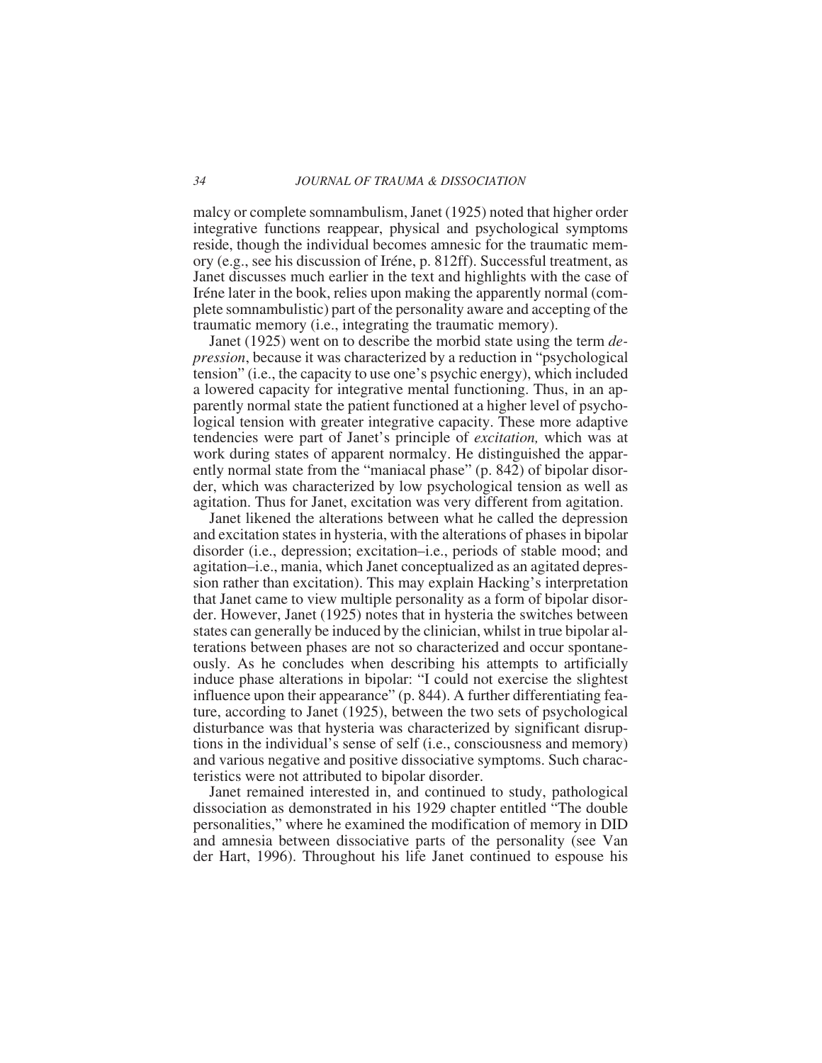malcy or complete somnambulism, Janet (1925) noted that higher order integrative functions reappear, physical and psychological symptoms reside, though the individual becomes amnesic for the traumatic memory (e.g., see his discussion of Iréne, p. 812ff). Successful treatment, as Janet discusses much earlier in the text and highlights with the case of Iréne later in the book, relies upon making the apparently normal (complete somnambulistic) part of the personality aware and accepting of the traumatic memory (i.e., integrating the traumatic memory).

Janet (1925) went on to describe the morbid state using the term *depression*, because it was characterized by a reduction in "psychological tension" (i.e., the capacity to use one's psychic energy), which included a lowered capacity for integrative mental functioning. Thus, in an apparently normal state the patient functioned at a higher level of psychological tension with greater integrative capacity. These more adaptive tendencies were part of Janet's principle of *excitation,* which was at work during states of apparent normalcy. He distinguished the apparently normal state from the "maniacal phase" (p. 842) of bipolar disorder, which was characterized by low psychological tension as well as agitation. Thus for Janet, excitation was very different from agitation.

Janet likened the alterations between what he called the depression and excitation states in hysteria, with the alterations of phases in bipolar disorder (i.e., depression; excitation–i.e., periods of stable mood; and agitation–i.e., mania, which Janet conceptualized as an agitated depression rather than excitation). This may explain Hacking's interpretation that Janet came to view multiple personality as a form of bipolar disorder. However, Janet (1925) notes that in hysteria the switches between states can generally be induced by the clinician, whilst in true bipolar alterations between phases are not so characterized and occur spontaneously. As he concludes when describing his attempts to artificially induce phase alterations in bipolar: "I could not exercise the slightest influence upon their appearance" (p. 844). A further differentiating feature, according to Janet (1925), between the two sets of psychological disturbance was that hysteria was characterized by significant disruptions in the individual's sense of self (i.e., consciousness and memory) and various negative and positive dissociative symptoms. Such characteristics were not attributed to bipolar disorder.

Janet remained interested in, and continued to study, pathological dissociation as demonstrated in his 1929 chapter entitled "The double personalities," where he examined the modification of memory in DID and amnesia between dissociative parts of the personality (see Van der Hart, 1996). Throughout his life Janet continued to espouse his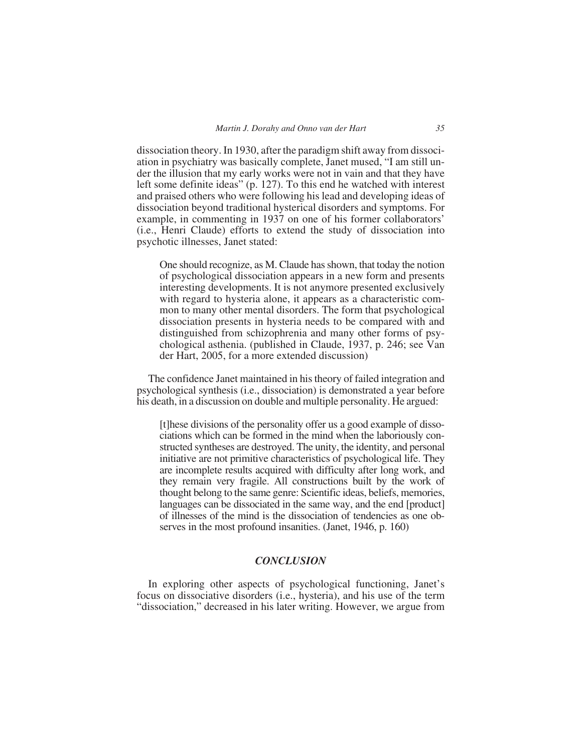dissociation theory. In 1930, after the paradigm shift away from dissociation in psychiatry was basically complete, Janet mused, "I am still under the illusion that my early works were not in vain and that they have left some definite ideas" (p. 127). To this end he watched with interest and praised others who were following his lead and developing ideas of dissociation beyond traditional hysterical disorders and symptoms. For example, in commenting in 1937 on one of his former collaborators' (i.e., Henri Claude) efforts to extend the study of dissociation into psychotic illnesses, Janet stated:

> One should recognize, as M. Claude has shown, that today the notion of psychological dissociation appears in a new form and presents interesting developments. It is not anymore presented exclusively with regard to hysteria alone, it appears as a characteristic common to many other mental disorders. The form that psychological dissociation presents in hysteria needs to be compared with and distinguished from schizophrenia and many other forms of psychological asthenia. (published in Claude, 1937, p. 246; see Van der Hart, 2005, for a more extended discussion)

The confidence Janet maintained in his theory of failed integration and psychological synthesis (i.e., dissociation) is demonstrated a year before his death, in a discussion on double and multiple personality. He argued:

> [t]hese divisions of the personality offer us a good example of dissociations which can be formed in the mind when the laboriously constructed syntheses are destroyed. The unity, the identity, and personal initiative are not primitive characteristics of psychological life. They are incomplete results acquired with difficulty after long work, and they remain very fragile. All constructions built by the work of thought belong to the same genre: Scientific ideas, beliefs, memories, languages can be dissociated in the same way, and the end [product] of illnesses of the mind is the dissociation of tendencies as one observes in the most profound insanities. (Janet, 1946, p. 160)

## *CONCLUSION*

In exploring other aspects of psychological functioning, Janet's focus on dissociative disorders (i.e., hysteria), and his use of the term "dissociation," decreased in his later writing. However, we argue from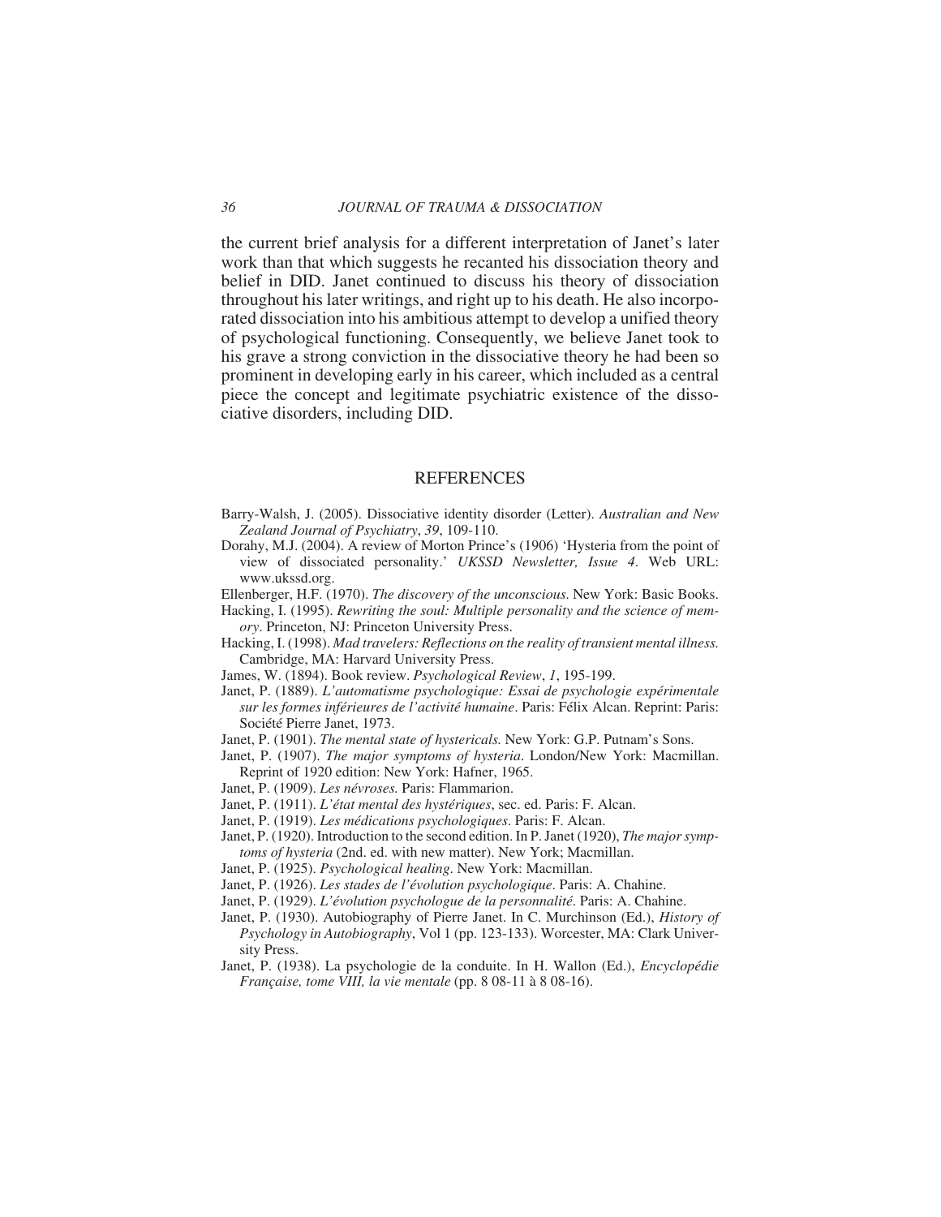the current brief analysis for a different interpretation of Janet's later work than that which suggests he recanted his dissociation theory and belief in DID. Janet continued to discuss his theory of dissociation throughout his later writings, and right up to his death. He also incorporated dissociation into his ambitious attempt to develop a unified theory of psychological functioning. Consequently, we believe Janet took to his grave a strong conviction in the dissociative theory he had been so prominent in developing early in his career, which included as a central piece the concept and legitimate psychiatric existence of the dissociative disorders, including DID.

## REFERENCES

Barry-Walsh, J. (2005). Dissociative identity disorder (Letter). *Australian and New Zealand Journal of Psychiatry*, *39*, 109-110.

Dorahy, M.J. (2004). A review of Morton Prince's (1906) 'Hysteria from the point of view of dissociated personality.' *UKSSD Newsletter, Issue 4*. Web URL: www.ukssd.org.

Ellenberger, H.F. (1970). *The discovery of the unconscious.* New York: Basic Books.

Hacking, I. (1995). *Rewriting the soul: Multiple personality and the science of memory*. Princeton, NJ: Princeton University Press.

Hacking, I. (1998). *Mad travelers: Reflections on the reality of transient mental illness.* Cambridge, MA: Harvard University Press.

James, W. (1894). Book review. *Psychological Review*, *1*, 195-199.

Janet, P. (1889). *L'automatisme psychologique: Essai de psychologie expérimentale sur les formes inférieures de l'activité humaine*. Paris: Félix Alcan. Reprint: Paris: Société Pierre Janet, 1973.

Janet, P. (1901). *The mental state of hystericals.* New York: G.P. Putnam's Sons.

Janet, P. (1907). *The major symptoms of hysteria*. London/New York: Macmillan. Reprint of 1920 edition: New York: Hafner, 1965.

Janet, P. (1909). *Les névroses.* Paris: Flammarion.

Janet, P. (1911). *L'état mental des hystériques*, sec. ed. Paris: F. Alcan.

Janet, P. (1919). *Les médications psychologiques*. Paris: F. Alcan.

Janet, P. (1920). Introduction to the second edition. In P. Janet (1920), *The major symptoms of hysteria* (2nd. ed. with new matter). New York; Macmillan.

Janet, P. (1925). *Psychological healing*. New York: Macmillan.

Janet, P. (1926). *Les stades de l'évolution psychologique*. Paris: A. Chahine.

Janet, P. (1929). *L'évolution psychologue de la personnalité*. Paris: A. Chahine.

Janet, P. (1930). Autobiography of Pierre Janet. In C. Murchinson (Ed.), *History of Psychology in Autobiography*, Vol 1 (pp. 123-133). Worcester, MA: Clark University Press.

Janet, P. (1938). La psychologie de la conduite. In H. Wallon (Ed.), *Encyclopédie Française, tome VIII, la vie mentale* (pp. 8 08-11 à 8 08-16).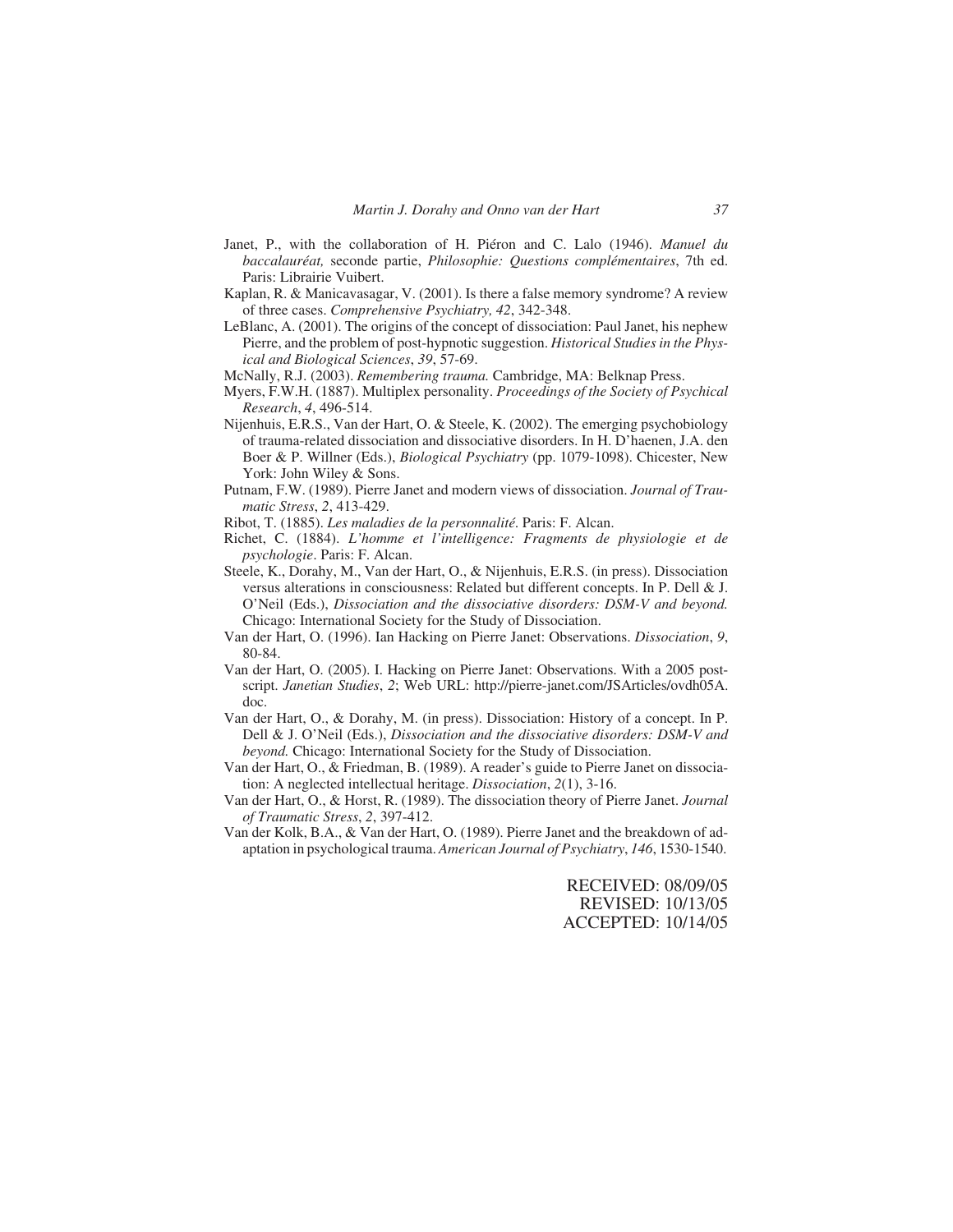Janet, P., with the collaboration of H. Piéron and C. Lalo (1946). *Manuel du baccalauréat,* seconde partie, *Philosophie: Questions complémentaires*, 7th ed. Paris: Librairie Vuibert.

Kaplan, R. & Manicavasagar, V. (2001). Is there a false memory syndrome? A review of three cases. *Comprehensive Psychiatry, 42*, 342-348.

LeBlanc, A. (2001). The origins of the concept of dissociation: Paul Janet, his nephew Pierre, and the problem of post-hypnotic suggestion. *Historical Studies in the Physical and Biological Sciences*, *39*, 57-69.

McNally, R.J. (2003). *Remembering trauma.* Cambridge, MA: Belknap Press.

Myers, F.W.H. (1887). Multiplex personality. *Proceedings of the Society of Psychical Research*, *4*, 496-514.

Nijenhuis, E.R.S., Van der Hart, O. & Steele, K. (2002). The emerging psychobiology of trauma-related dissociation and dissociative disorders. In H. D'haenen, J.A. den Boer & P. Willner (Eds.), *Biological Psychiatry* (pp. 1079-1098). Chicester, New York: John Wiley & Sons.

Putnam, F.W. (1989). Pierre Janet and modern views of dissociation. *Journal of Traumatic Stress*, *2*, 413-429.

Ribot, T. (1885). *Les maladies de la personnalité*. Paris: F. Alcan.

Richet, C. (1884). *L'homme et l'intelligence: Fragments de physiologie et de psychologie*. Paris: F. Alcan.

Steele, K., Dorahy, M., Van der Hart, O., & Nijenhuis, E.R.S. (in press). Dissociation versus alterations in consciousness: Related but different concepts. In P. Dell & J. O'Neil (Eds.), *Dissociation and the dissociative disorders: DSM-V and beyond.* Chicago: International Society for the Study of Dissociation.

Van der Hart, O. (1996). Ian Hacking on Pierre Janet: Observations. *Dissociation*, *9*, 80-84.

Van der Hart, O. (2005). I. Hacking on Pierre Janet: Observations. With a 2005 postscript. *Janetian Studies*, *2*; Web URL: http://pierre-janet.com/JSArticles/ovdh05A.doc.

Van der Hart, O., & Dorahy, M. (in press). Dissociation: History of a concept. In P. Dell & J. O'Neil (Eds.), *Dissociation and the dissociative disorders: DSM-V and beyond.* Chicago: International Society for the Study of Dissociation.

Van der Hart, O., & Friedman, B. (1989). A reader's guide to Pierre Janet on dissociation: A neglected intellectual heritage. *Dissociation*, *2*(1), 3-16.

Van der Hart, O., & Horst, R. (1989). The dissociation theory of Pierre Janet. *Journal of Traumatic Stress*, *2*, 397-412.

Van der Kolk, B.A., & Van der Hart, O. (1989). Pierre Janet and the breakdown of adaptation in psychological trauma. *American Journal of Psychiatry*, *146*, 1530-1540.

RECEIVED: 08/09/05
REVISED: 10/13/05
ACCEPTED: 10/14/05